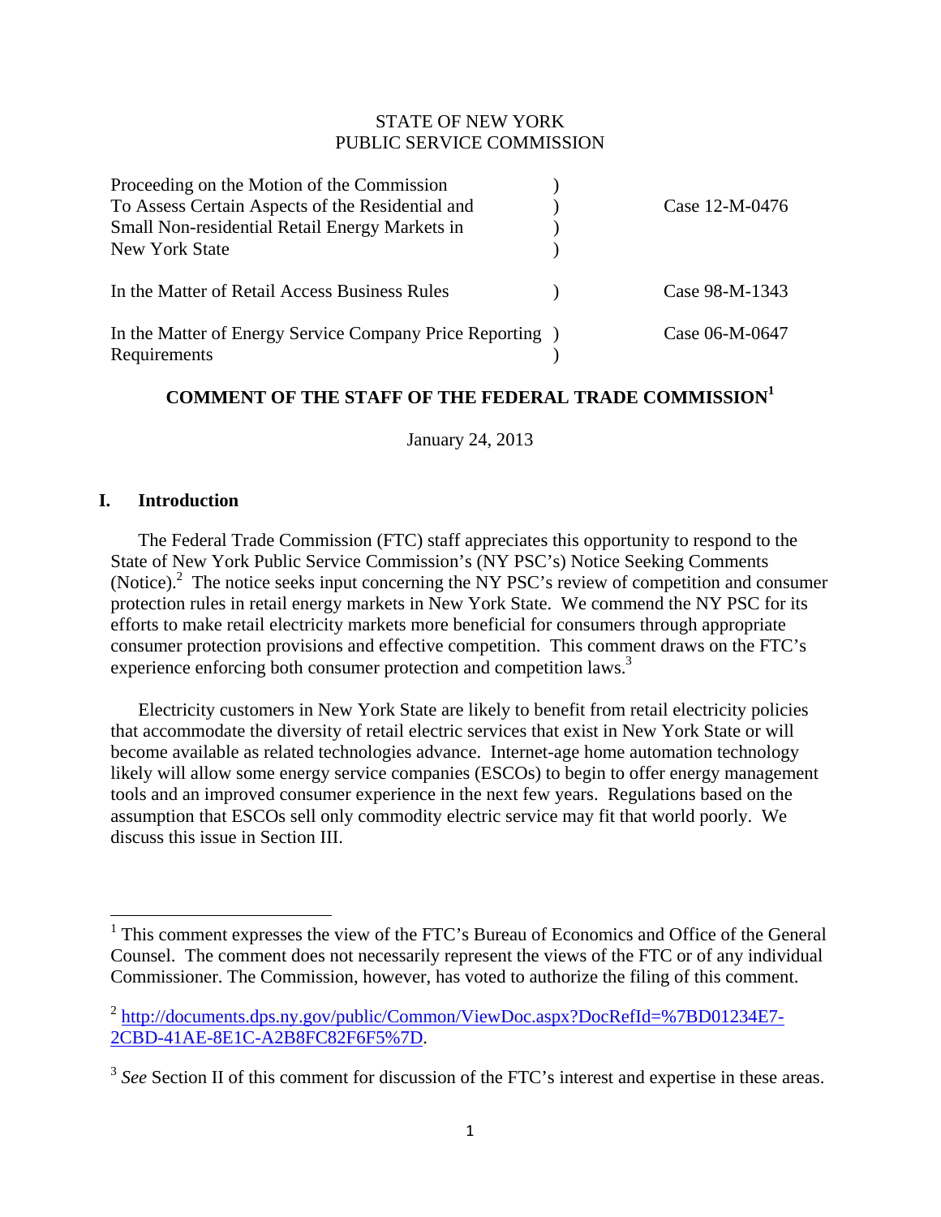STATE OF NEW YORK
PUBLIC SERVICE COMMISSION

| | | |
|---|---|---|
| Proceeding on the Motion of the Commission To Assess Certain Aspects of the Residential and Small Non-residential Retail Energy Markets in New York State | ) | Case 12-M-0476 |
| In the Matter of Retail Access Business Rules | ) | Case 98-M-1343 |
| In the Matter of Energy Service Company Price Reporting Requirements | ) | Case 06-M-0647 |

**COMMENT OF THE STAFF OF THE FEDERAL TRADE COMMISSION**[1]

January 24, 2013

## I. Introduction

The Federal Trade Commission (FTC) staff appreciates this opportunity to respond to the State of New York Public Service Commission's (NY PSC's) Notice Seeking Comments (Notice).[2] The notice seeks input concerning the NY PSC's review of competition and consumer protection rules in retail energy markets in New York State. We commend the NY PSC for its efforts to make retail electricity markets more beneficial for consumers through appropriate consumer protection provisions and effective competition. This comment draws on the FTC's experience enforcing both consumer protection and competition laws.[3]

Electricity customers in New York State are likely to benefit from retail electricity policies that accommodate the diversity of retail electric services that exist in New York State or will become available as related technologies advance. Internet-age home automation technology likely will allow some energy service companies (ESCOs) to begin to offer energy management tools and an improved consumer experience in the next few years. Regulations based on the assumption that ESCOs sell only commodity electric service may fit that world poorly. We discuss this issue in Section III.

---

[1] This comment expresses the view of the FTC's Bureau of Economics and Office of the General Counsel. The comment does not necessarily represent the views of the FTC or of any individual Commissioner. The Commission, however, has voted to authorize the filing of this comment.

[2] http://documents.dps.ny.gov/public/Common/ViewDoc.aspx?DocRefId=%7BD01234E7-2CBD-41AE-8E1C-A2B8FC82F6F5%7D.

[3] *See* Section II of this comment for discussion of the FTC's interest and expertise in these areas.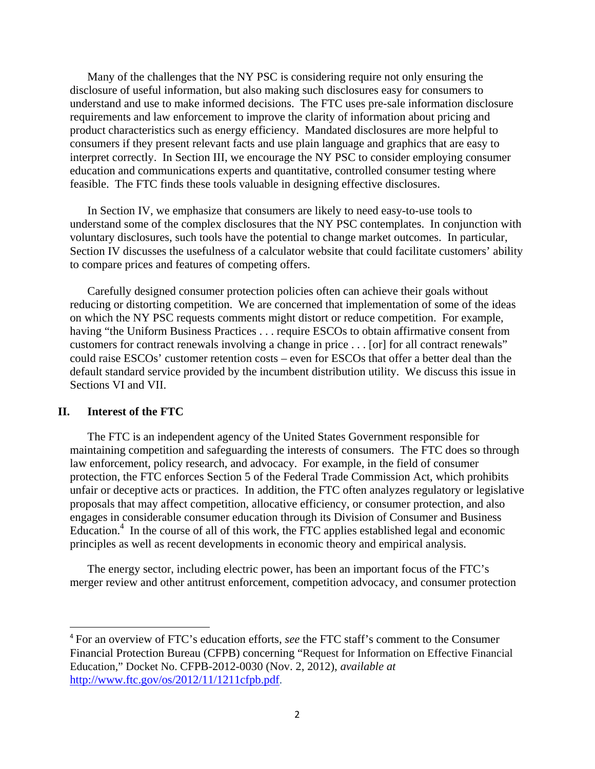Many of the challenges that the NY PSC is considering require not only ensuring the disclosure of useful information, but also making such disclosures easy for consumers to understand and use to make informed decisions. The FTC uses pre-sale information disclosure requirements and law enforcement to improve the clarity of information about pricing and product characteristics such as energy efficiency. Mandated disclosures are more helpful to consumers if they present relevant facts and use plain language and graphics that are easy to interpret correctly. In Section III, we encourage the NY PSC to consider employing consumer education and communications experts and quantitative, controlled consumer testing where feasible. The FTC finds these tools valuable in designing effective disclosures.

In Section IV, we emphasize that consumers are likely to need easy-to-use tools to understand some of the complex disclosures that the NY PSC contemplates. In conjunction with voluntary disclosures, such tools have the potential to change market outcomes. In particular, Section IV discusses the usefulness of a calculator website that could facilitate customers' ability to compare prices and features of competing offers.

Carefully designed consumer protection policies often can achieve their goals without reducing or distorting competition. We are concerned that implementation of some of the ideas on which the NY PSC requests comments might distort or reduce competition. For example, having "the Uniform Business Practices . . . require ESCOs to obtain affirmative consent from customers for contract renewals involving a change in price . . . [or] for all contract renewals" could raise ESCOs' customer retention costs – even for ESCOs that offer a better deal than the default standard service provided by the incumbent distribution utility. We discuss this issue in Sections VI and VII.

## II. Interest of the FTC

The FTC is an independent agency of the United States Government responsible for maintaining competition and safeguarding the interests of consumers. The FTC does so through law enforcement, policy research, and advocacy. For example, in the field of consumer protection, the FTC enforces Section 5 of the Federal Trade Commission Act, which prohibits unfair or deceptive acts or practices. In addition, the FTC often analyzes regulatory or legislative proposals that may affect competition, allocative efficiency, or consumer protection, and also engages in considerable consumer education through its Division of Consumer and Business Education.[4] In the course of all of this work, the FTC applies established legal and economic principles as well as recent developments in economic theory and empirical analysis.

The energy sector, including electric power, has been an important focus of the FTC's merger review and other antitrust enforcement, competition advocacy, and consumer protection

---

[4] For an overview of FTC's education efforts, *see* the FTC staff's comment to the Consumer Financial Protection Bureau (CFPB) concerning "Request for Information on Effective Financial Education," Docket No. CFPB-2012-0030 (Nov. 2, 2012), *available at* http://www.ftc.gov/os/2012/11/1211cfpb.pdf.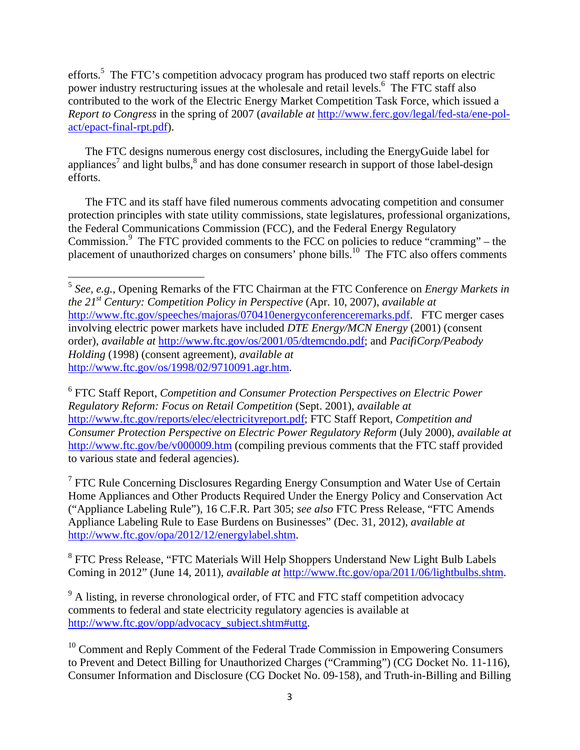efforts.[5] The FTC's competition advocacy program has produced two staff reports on electric power industry restructuring issues at the wholesale and retail levels.[6] The FTC staff also contributed to the work of the Electric Energy Market Competition Task Force, which issued a *Report to Congress* in the spring of 2007 (*available at* http://www.ferc.gov/legal/fed-sta/ene-pol-act/epact-final-rpt.pdf).

The FTC designs numerous energy cost disclosures, including the EnergyGuide label for appliances[7] and light bulbs,[8] and has done consumer research in support of those label-design efforts.

The FTC and its staff have filed numerous comments advocating competition and consumer protection principles with state utility commissions, state legislatures, professional organizations, the Federal Communications Commission (FCC), and the Federal Energy Regulatory Commission.[9] The FTC provided comments to the FCC on policies to reduce "cramming" – the placement of unauthorized charges on consumers' phone bills.[10] The FTC also offers comments

---

[5] *See*, *e.g.*, Opening Remarks of the FTC Chairman at the FTC Conference on *Energy Markets in the 21st Century: Competition Policy in Perspective* (Apr. 10, 2007), *available at* http://www.ftc.gov/speeches/majoras/070410energyconferenceremarks.pdf. FTC merger cases involving electric power markets have included *DTE Energy/MCN Energy* (2001) (consent order), *available at* http://www.ftc.gov/os/2001/05/dtemcndo.pdf; and *PacifiCorp/Peabody Holding* (1998) (consent agreement), *available at* http://www.ftc.gov/os/1998/02/9710091.agr.htm.

[6] FTC Staff Report, *Competition and Consumer Protection Perspectives on Electric Power Regulatory Reform: Focus on Retail Competition* (Sept. 2001), *available at* http://www.ftc.gov/reports/elec/electricityreport.pdf; FTC Staff Report, *Competition and Consumer Protection Perspective on Electric Power Regulatory Reform* (July 2000), *available at* http://www.ftc.gov/be/v000009.htm (compiling previous comments that the FTC staff provided to various state and federal agencies).

[7] FTC Rule Concerning Disclosures Regarding Energy Consumption and Water Use of Certain Home Appliances and Other Products Required Under the Energy Policy and Conservation Act ("Appliance Labeling Rule"), 16 C.F.R. Part 305; *see also* FTC Press Release, "FTC Amends Appliance Labeling Rule to Ease Burdens on Businesses" (Dec. 31, 2012), *available at* http://www.ftc.gov/opa/2012/12/energylabel.shtm.

[8] FTC Press Release, "FTC Materials Will Help Shoppers Understand New Light Bulb Labels Coming in 2012" (June 14, 2011), *available at* http://www.ftc.gov/opa/2011/06/lightbulbs.shtm.

[9] A listing, in reverse chronological order, of FTC and FTC staff competition advocacy comments to federal and state electricity regulatory agencies is available at http://www.ftc.gov/opp/advocacy_subject.shtm#uttg.

[10] Comment and Reply Comment of the Federal Trade Commission in Empowering Consumers to Prevent and Detect Billing for Unauthorized Charges ("Cramming") (CG Docket No. 11-116), Consumer Information and Disclosure (CG Docket No. 09-158), and Truth-in-Billing and Billing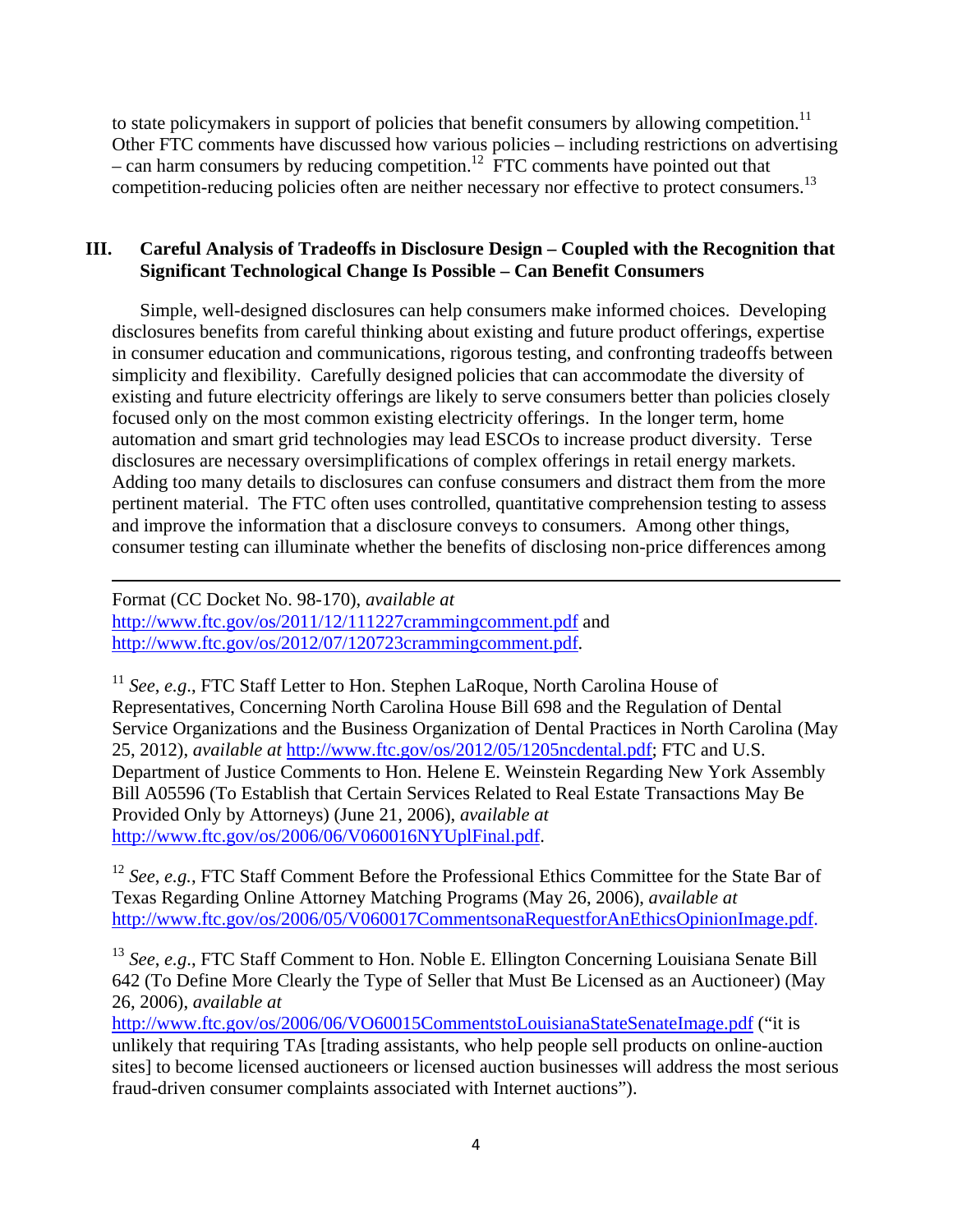to state policymakers in support of policies that benefit consumers by allowing competition.[11] Other FTC comments have discussed how various policies – including restrictions on advertising – can harm consumers by reducing competition.[12] FTC comments have pointed out that competition-reducing policies often are neither necessary nor effective to protect consumers.[13]

## III. Careful Analysis of Tradeoffs in Disclosure Design – Coupled with the Recognition that Significant Technological Change Is Possible – Can Benefit Consumers

Simple, well-designed disclosures can help consumers make informed choices. Developing disclosures benefits from careful thinking about existing and future product offerings, expertise in consumer education and communications, rigorous testing, and confronting tradeoffs between simplicity and flexibility. Carefully designed policies that can accommodate the diversity of existing and future electricity offerings are likely to serve consumers better than policies closely focused only on the most common existing electricity offerings. In the longer term, home automation and smart grid technologies may lead ESCOs to increase product diversity. Terse disclosures are necessary oversimplifications of complex offerings in retail energy markets. Adding too many details to disclosures can confuse consumers and distract them from the more pertinent material. The FTC often uses controlled, quantitative comprehension testing to assess and improve the information that a disclosure conveys to consumers. Among other things, consumer testing can illuminate whether the benefits of disclosing non-price differences among

---

Format (CC Docket No. 98-170), *available at* http://www.ftc.gov/os/2011/12/111227crammingcomment.pdf and http://www.ftc.gov/os/2012/07/120723crammingcomment.pdf.

[11] *See*, *e.g*., FTC Staff Letter to Hon. Stephen LaRoque, North Carolina House of Representatives, Concerning North Carolina House Bill 698 and the Regulation of Dental Service Organizations and the Business Organization of Dental Practices in North Carolina (May 25, 2012), *available at* http://www.ftc.gov/os/2012/05/1205ncdental.pdf; FTC and U.S. Department of Justice Comments to Hon. Helene E. Weinstein Regarding New York Assembly Bill A05596 (To Establish that Certain Services Related to Real Estate Transactions May Be Provided Only by Attorneys) (June 21, 2006), *available at* http://www.ftc.gov/os/2006/06/V060016NYUplFinal.pdf.

[12] *See*, *e.g.*, FTC Staff Comment Before the Professional Ethics Committee for the State Bar of Texas Regarding Online Attorney Matching Programs (May 26, 2006), *available at* http://www.ftc.gov/os/2006/05/V060017CommentsonaRequestforAnEthicsOpinionImage.pdf.

[13] *See*, *e.g*., FTC Staff Comment to Hon. Noble E. Ellington Concerning Louisiana Senate Bill 642 (To Define More Clearly the Type of Seller that Must Be Licensed as an Auctioneer) (May 26, 2006), *available at* http://www.ftc.gov/os/2006/06/VO60015CommentstoLouisianaStateSenateImage.pdf ("it is unlikely that requiring TAs [trading assistants, who help people sell products on online-auction sites] to become licensed auctioneers or licensed auction businesses will address the most serious fraud-driven consumer complaints associated with Internet auctions").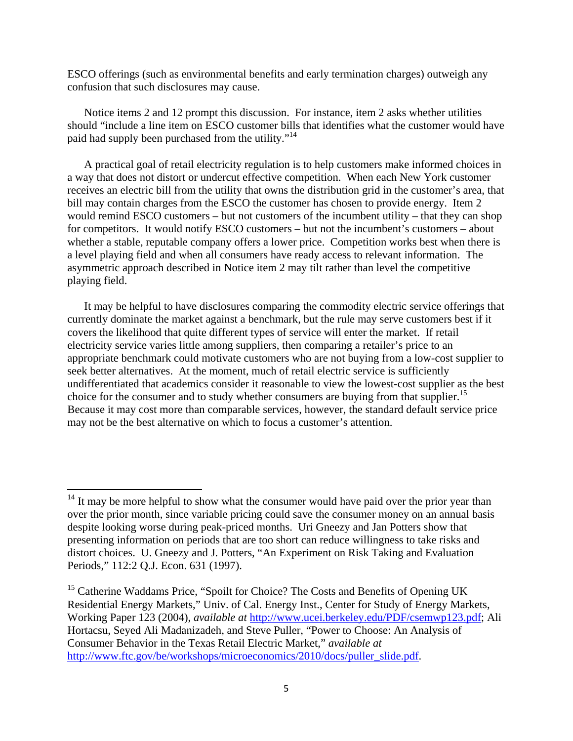ESCO offerings (such as environmental benefits and early termination charges) outweigh any confusion that such disclosures may cause.

Notice items 2 and 12 prompt this discussion. For instance, item 2 asks whether utilities should "include a line item on ESCO customer bills that identifies what the customer would have paid had supply been purchased from the utility."[14]

A practical goal of retail electricity regulation is to help customers make informed choices in a way that does not distort or undercut effective competition. When each New York customer receives an electric bill from the utility that owns the distribution grid in the customer's area, that bill may contain charges from the ESCO the customer has chosen to provide energy. Item 2 would remind ESCO customers – but not customers of the incumbent utility – that they can shop for competitors. It would notify ESCO customers – but not the incumbent's customers – about whether a stable, reputable company offers a lower price. Competition works best when there is a level playing field and when all consumers have ready access to relevant information. The asymmetric approach described in Notice item 2 may tilt rather than level the competitive playing field.

It may be helpful to have disclosures comparing the commodity electric service offerings that currently dominate the market against a benchmark, but the rule may serve customers best if it covers the likelihood that quite different types of service will enter the market. If retail electricity service varies little among suppliers, then comparing a retailer's price to an appropriate benchmark could motivate customers who are not buying from a low-cost supplier to seek better alternatives. At the moment, much of retail electric service is sufficiently undifferentiated that academics consider it reasonable to view the lowest-cost supplier as the best choice for the consumer and to study whether consumers are buying from that supplier.[15] Because it may cost more than comparable services, however, the standard default service price may not be the best alternative on which to focus a customer's attention.

---

[14] It may be more helpful to show what the consumer would have paid over the prior year than over the prior month, since variable pricing could save the consumer money on an annual basis despite looking worse during peak-priced months. Uri Gneezy and Jan Potters show that presenting information on periods that are too short can reduce willingness to take risks and distort choices. U. Gneezy and J. Potters, "An Experiment on Risk Taking and Evaluation Periods," 112:2 Q.J. Econ. 631 (1997).

[15] Catherine Waddams Price, "Spoilt for Choice? The Costs and Benefits of Opening UK Residential Energy Markets," Univ. of Cal. Energy Inst., Center for Study of Energy Markets, Working Paper 123 (2004), *available at* http://www.ucei.berkeley.edu/PDF/csemwp123.pdf; Ali Hortacsu, Seyed Ali Madanizadeh, and Steve Puller, "Power to Choose: An Analysis of Consumer Behavior in the Texas Retail Electric Market," *available at* http://www.ftc.gov/be/workshops/microeconomics/2010/docs/puller_slide.pdf.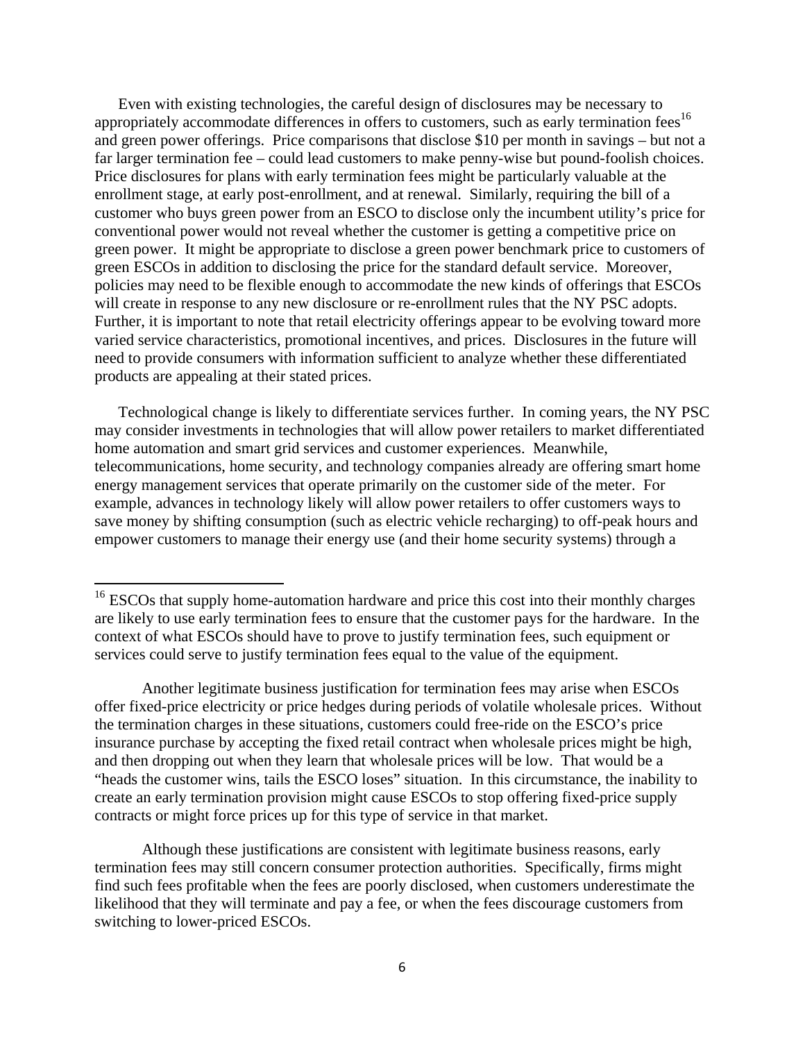Even with existing technologies, the careful design of disclosures may be necessary to appropriately accommodate differences in offers to customers, such as early termination fees[16] and green power offerings. Price comparisons that disclose $10 per month in savings – but not a far larger termination fee – could lead customers to make penny-wise but pound-foolish choices. Price disclosures for plans with early termination fees might be particularly valuable at the enrollment stage, at early post-enrollment, and at renewal. Similarly, requiring the bill of a customer who buys green power from an ESCO to disclose only the incumbent utility's price for conventional power would not reveal whether the customer is getting a competitive price on green power. It might be appropriate to disclose a green power benchmark price to customers of green ESCOs in addition to disclosing the price for the standard default service. Moreover, policies may need to be flexible enough to accommodate the new kinds of offerings that ESCOs will create in response to any new disclosure or re-enrollment rules that the NY PSC adopts. Further, it is important to note that retail electricity offerings appear to be evolving toward more varied service characteristics, promotional incentives, and prices. Disclosures in the future will need to provide consumers with information sufficient to analyze whether these differentiated products are appealing at their stated prices.

Technological change is likely to differentiate services further. In coming years, the NY PSC may consider investments in technologies that will allow power retailers to market differentiated home automation and smart grid services and customer experiences. Meanwhile, telecommunications, home security, and technology companies already are offering smart home energy management services that operate primarily on the customer side of the meter. For example, advances in technology likely will allow power retailers to offer customers ways to save money by shifting consumption (such as electric vehicle recharging) to off-peak hours and empower customers to manage their energy use (and their home security systems) through a

---

[16] ESCOs that supply home-automation hardware and price this cost into their monthly charges are likely to use early termination fees to ensure that the customer pays for the hardware. In the context of what ESCOs should have to prove to justify termination fees, such equipment or services could serve to justify termination fees equal to the value of the equipment.

Another legitimate business justification for termination fees may arise when ESCOs offer fixed-price electricity or price hedges during periods of volatile wholesale prices. Without the termination charges in these situations, customers could free-ride on the ESCO's price insurance purchase by accepting the fixed retail contract when wholesale prices might be high, and then dropping out when they learn that wholesale prices will be low. That would be a "heads the customer wins, tails the ESCO loses" situation. In this circumstance, the inability to create an early termination provision might cause ESCOs to stop offering fixed-price supply contracts or might force prices up for this type of service in that market.

Although these justifications are consistent with legitimate business reasons, early termination fees may still concern consumer protection authorities. Specifically, firms might find such fees profitable when the fees are poorly disclosed, when customers underestimate the likelihood that they will terminate and pay a fee, or when the fees discourage customers from switching to lower-priced ESCOs.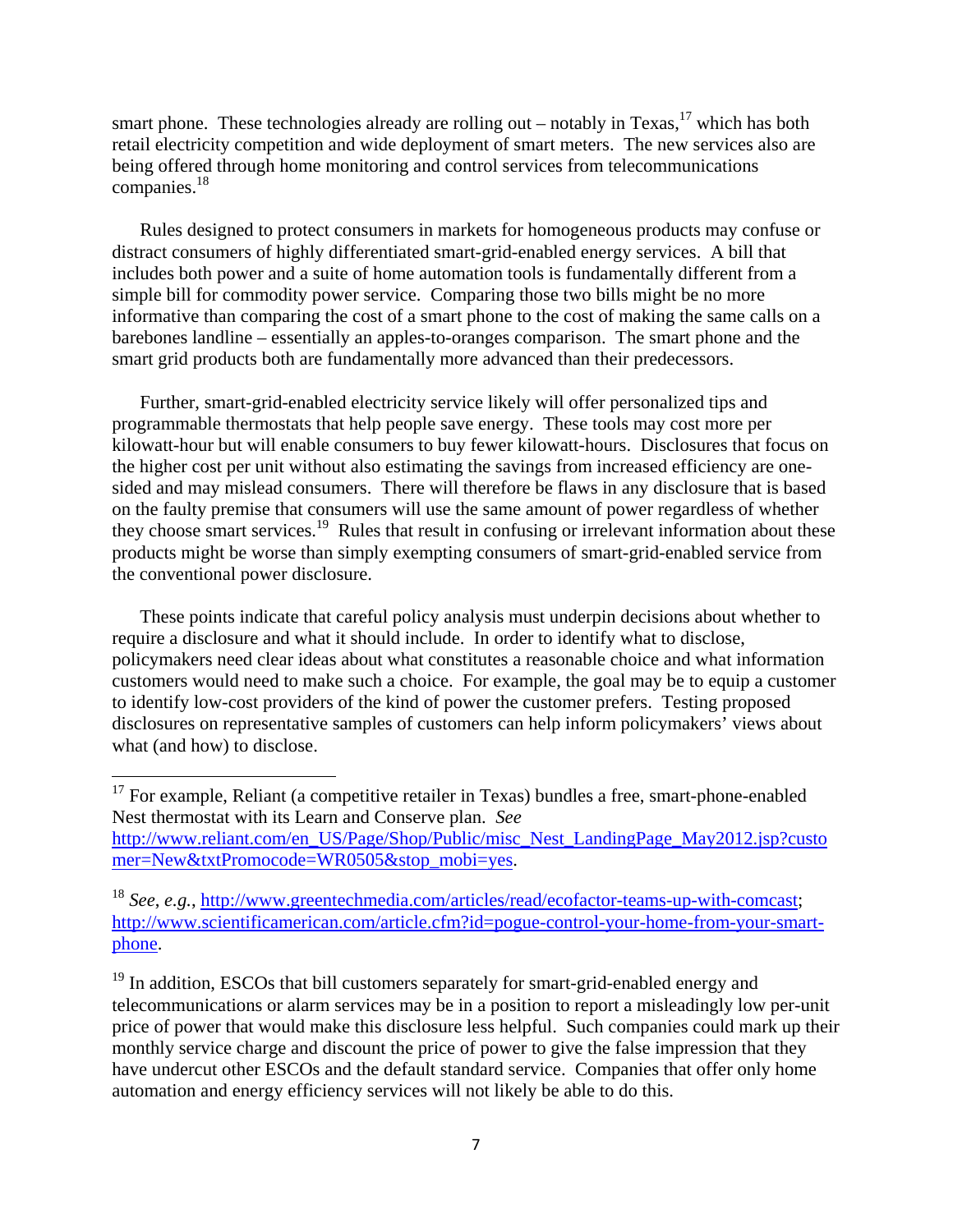smart phone. These technologies already are rolling out – notably in Texas,[17] which has both retail electricity competition and wide deployment of smart meters. The new services also are being offered through home monitoring and control services from telecommunications companies.[18]

Rules designed to protect consumers in markets for homogeneous products may confuse or distract consumers of highly differentiated smart-grid-enabled energy services. A bill that includes both power and a suite of home automation tools is fundamentally different from a simple bill for commodity power service. Comparing those two bills might be no more informative than comparing the cost of a smart phone to the cost of making the same calls on a barebones landline – essentially an apples-to-oranges comparison. The smart phone and the smart grid products both are fundamentally more advanced than their predecessors.

Further, smart-grid-enabled electricity service likely will offer personalized tips and programmable thermostats that help people save energy. These tools may cost more per kilowatt-hour but will enable consumers to buy fewer kilowatt-hours. Disclosures that focus on the higher cost per unit without also estimating the savings from increased efficiency are one-sided and may mislead consumers. There will therefore be flaws in any disclosure that is based on the faulty premise that consumers will use the same amount of power regardless of whether they choose smart services.[19] Rules that result in confusing or irrelevant information about these products might be worse than simply exempting consumers of smart-grid-enabled service from the conventional power disclosure.

These points indicate that careful policy analysis must underpin decisions about whether to require a disclosure and what it should include. In order to identify what to disclose, policymakers need clear ideas about what constitutes a reasonable choice and what information customers would need to make such a choice. For example, the goal may be to equip a customer to identify low-cost providers of the kind of power the customer prefers. Testing proposed disclosures on representative samples of customers can help inform policymakers' views about what (and how) to disclose.

---

[17] For example, Reliant (a competitive retailer in Texas) bundles a free, smart-phone-enabled Nest thermostat with its Learn and Conserve plan. *See* http://www.reliant.com/en_US/Page/Shop/Public/misc_Nest_LandingPage_May2012.jsp?customer=New&txtPromocode=WR0505&stop_mobi=yes.

[18] *See, e.g.*, http://www.greentechmedia.com/articles/read/ecofactor-teams-up-with-comcast; http://www.scientificamerican.com/article.cfm?id=pogue-control-your-home-from-your-smart-phone.

[19] In addition, ESCOs that bill customers separately for smart-grid-enabled energy and telecommunications or alarm services may be in a position to report a misleadingly low per-unit price of power that would make this disclosure less helpful. Such companies could mark up their monthly service charge and discount the price of power to give the false impression that they have undercut other ESCOs and the default standard service. Companies that offer only home automation and energy efficiency services will not likely be able to do this.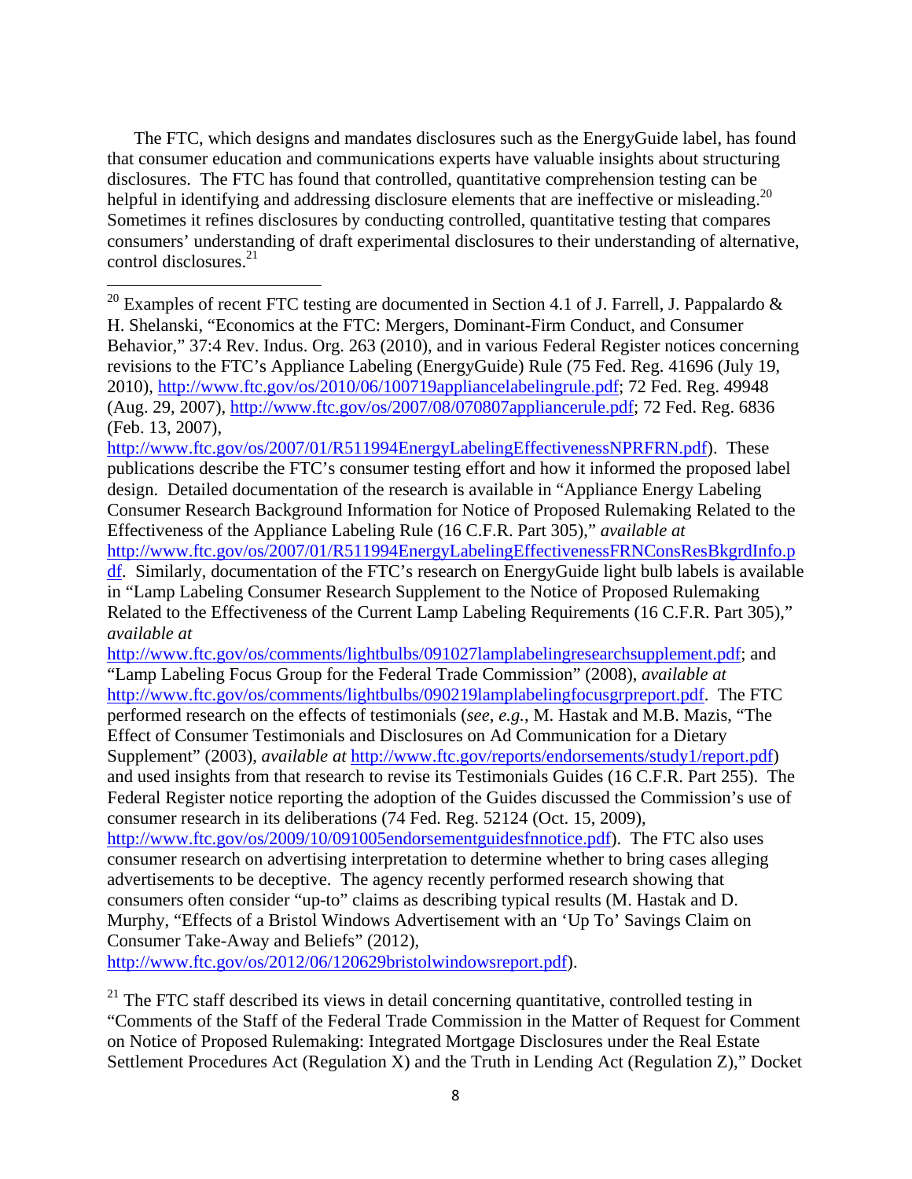The FTC, which designs and mandates disclosures such as the EnergyGuide label, has found that consumer education and communications experts have valuable insights about structuring disclosures. The FTC has found that controlled, quantitative comprehension testing can be helpful in identifying and addressing disclosure elements that are ineffective or misleading.[20] Sometimes it refines disclosures by conducting controlled, quantitative testing that compares consumers' understanding of draft experimental disclosures to their understanding of alternative, control disclosures.[21]

---

[20] Examples of recent FTC testing are documented in Section 4.1 of J. Farrell, J. Pappalardo & H. Shelanski, "Economics at the FTC: Mergers, Dominant-Firm Conduct, and Consumer Behavior," 37:4 Rev. Indus. Org. 263 (2010), and in various Federal Register notices concerning revisions to the FTC's Appliance Labeling (EnergyGuide) Rule (75 Fed. Reg. 41696 (July 19, 2010), http://www.ftc.gov/os/2010/06/100719appliancelabelingrule.pdf; 72 Fed. Reg. 49948 (Aug. 29, 2007), http://www.ftc.gov/os/2007/08/070807appliancerule.pdf; 72 Fed. Reg. 6836 (Feb. 13, 2007), http://www.ftc.gov/os/2007/01/R511994EnergyLabelingEffectivenessNPRFRN.pdf). These publications describe the FTC's consumer testing effort and how it informed the proposed label design. Detailed documentation of the research is available in "Appliance Energy Labeling Consumer Research Background Information for Notice of Proposed Rulemaking Related to the Effectiveness of the Appliance Labeling Rule (16 C.F.R. Part 305)," *available at* http://www.ftc.gov/os/2007/01/R511994EnergyLabelingEffectivenessFRNConsResBkgrdInfo.pdf. Similarly, documentation of the FTC's research on EnergyGuide light bulb labels is available in "Lamp Labeling Consumer Research Supplement to the Notice of Proposed Rulemaking Related to the Effectiveness of the Current Lamp Labeling Requirements (16 C.F.R. Part 305)," *available at* http://www.ftc.gov/os/comments/lightbulbs/091027lamplabelingresearchsupplement.pdf; and "Lamp Labeling Focus Group for the Federal Trade Commission" (2008), *available at* http://www.ftc.gov/os/comments/lightbulbs/090219lamplabelingfocusgrpreport.pdf. The FTC performed research on the effects of testimonials (*see*, *e.g.*, M. Hastak and M.B. Mazis, "The Effect of Consumer Testimonials and Disclosures on Ad Communication for a Dietary Supplement" (2003), *available at* http://www.ftc.gov/reports/endorsements/study1/report.pdf) and used insights from that research to revise its Testimonials Guides (16 C.F.R. Part 255). The Federal Register notice reporting the adoption of the Guides discussed the Commission's use of consumer research in its deliberations (74 Fed. Reg. 52124 (Oct. 15, 2009), http://www.ftc.gov/os/2009/10/091005endorsementguidesfnnotice.pdf). The FTC also uses consumer research on advertising interpretation to determine whether to bring cases alleging advertisements to be deceptive. The agency recently performed research showing that consumers often consider "up-to" claims as describing typical results (M. Hastak and D. Murphy, "Effects of a Bristol Windows Advertisement with an 'Up To' Savings Claim on Consumer Take-Away and Beliefs" (2012), http://www.ftc.gov/os/2012/06/120629bristolwindowsreport.pdf).

[21] The FTC staff described its views in detail concerning quantitative, controlled testing in "Comments of the Staff of the Federal Trade Commission in the Matter of Request for Comment on Notice of Proposed Rulemaking: Integrated Mortgage Disclosures under the Real Estate Settlement Procedures Act (Regulation X) and the Truth in Lending Act (Regulation Z)," Docket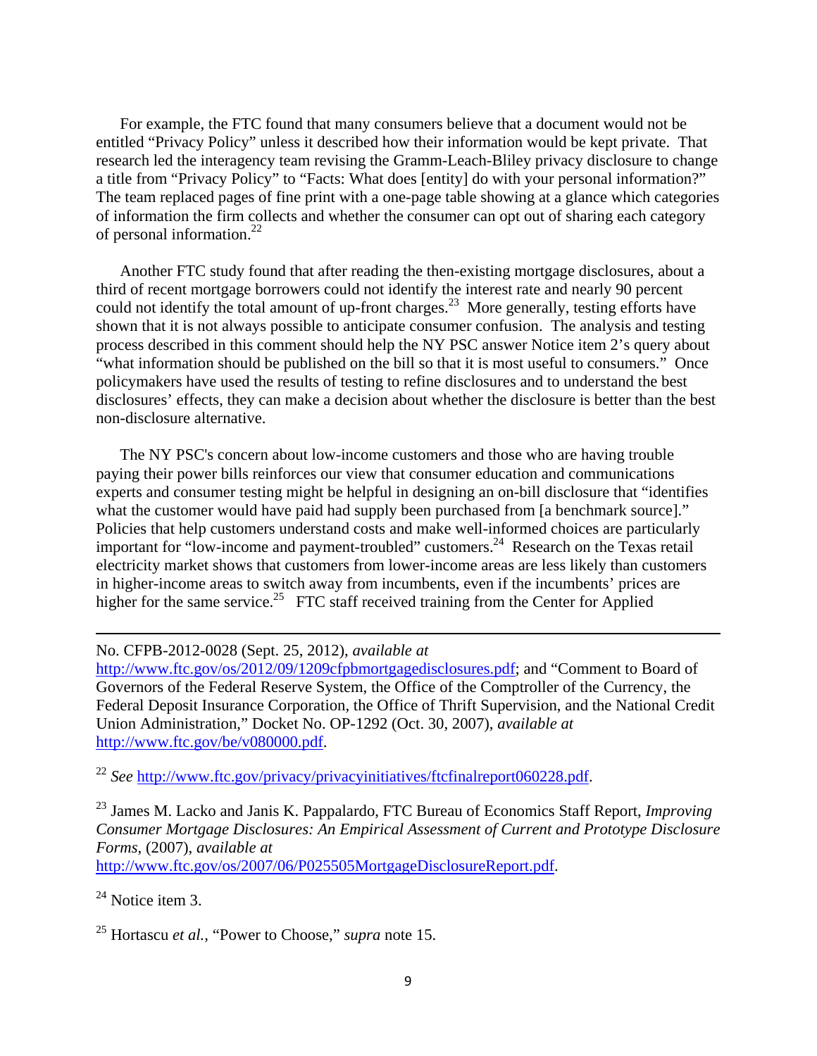For example, the FTC found that many consumers believe that a document would not be entitled "Privacy Policy" unless it described how their information would be kept private. That research led the interagency team revising the Gramm-Leach-Bliley privacy disclosure to change a title from "Privacy Policy" to "Facts: What does [entity] do with your personal information?" The team replaced pages of fine print with a one-page table showing at a glance which categories of information the firm collects and whether the consumer can opt out of sharing each category of personal information.[22]

Another FTC study found that after reading the then-existing mortgage disclosures, about a third of recent mortgage borrowers could not identify the interest rate and nearly 90 percent could not identify the total amount of up-front charges.[23] More generally, testing efforts have shown that it is not always possible to anticipate consumer confusion. The analysis and testing process described in this comment should help the NY PSC answer Notice item 2's query about "what information should be published on the bill so that it is most useful to consumers." Once policymakers have used the results of testing to refine disclosures and to understand the best disclosures' effects, they can make a decision about whether the disclosure is better than the best non-disclosure alternative.

The NY PSC's concern about low-income customers and those who are having trouble paying their power bills reinforces our view that consumer education and communications experts and consumer testing might be helpful in designing an on-bill disclosure that "identifies what the customer would have paid had supply been purchased from [a benchmark source]." Policies that help customers understand costs and make well-informed choices are particularly important for "low-income and payment-troubled" customers.[24] Research on the Texas retail electricity market shows that customers from lower-income areas are less likely than customers in higher-income areas to switch away from incumbents, even if the incumbents' prices are higher for the same service.[25] FTC staff received training from the Center for Applied

---

No. CFPB-2012-0028 (Sept. 25, 2012), *available at* http://www.ftc.gov/os/2012/09/1209cfpbmortgagedisclosures.pdf; and "Comment to Board of Governors of the Federal Reserve System, the Office of the Comptroller of the Currency, the Federal Deposit Insurance Corporation, the Office of Thrift Supervision, and the National Credit Union Administration," Docket No. OP-1292 (Oct. 30, 2007), *available at* http://www.ftc.gov/be/v080000.pdf.

[22] *See* http://www.ftc.gov/privacy/privacyinitiatives/ftcfinalreport060228.pdf.

[23] James M. Lacko and Janis K. Pappalardo, FTC Bureau of Economics Staff Report, *Improving Consumer Mortgage Disclosures: An Empirical Assessment of Current and Prototype Disclosure Forms*, (2007), *available at* http://www.ftc.gov/os/2007/06/P025505MortgageDisclosureReport.pdf.

[24] Notice item 3.

[25] Hortacsu *et al.*, "Power to Choose," *supra* note 15.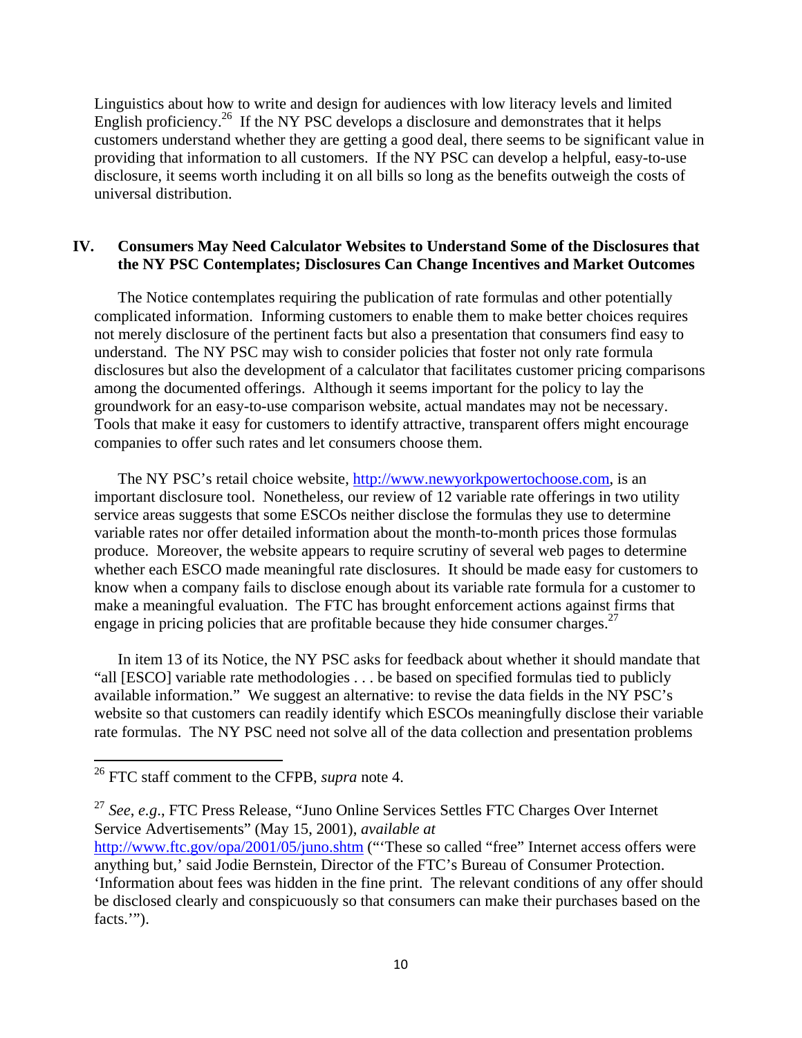Linguistics about how to write and design for audiences with low literacy levels and limited English proficiency.[26] If the NY PSC develops a disclosure and demonstrates that it helps customers understand whether they are getting a good deal, there seems to be significant value in providing that information to all customers. If the NY PSC can develop a helpful, easy-to-use disclosure, it seems worth including it on all bills so long as the benefits outweigh the costs of universal distribution.

## IV. Consumers May Need Calculator Websites to Understand Some of the Disclosures that the NY PSC Contemplates; Disclosures Can Change Incentives and Market Outcomes

The Notice contemplates requiring the publication of rate formulas and other potentially complicated information. Informing customers to enable them to make better choices requires not merely disclosure of the pertinent facts but also a presentation that consumers find easy to understand. The NY PSC may wish to consider policies that foster not only rate formula disclosures but also the development of a calculator that facilitates customer pricing comparisons among the documented offerings. Although it seems important for the policy to lay the groundwork for an easy-to-use comparison website, actual mandates may not be necessary. Tools that make it easy for customers to identify attractive, transparent offers might encourage companies to offer such rates and let consumers choose them.

The NY PSC's retail choice website, http://www.newyorkpowertochoose.com, is an important disclosure tool. Nonetheless, our review of 12 variable rate offerings in two utility service areas suggests that some ESCOs neither disclose the formulas they use to determine variable rates nor offer detailed information about the month-to-month prices those formulas produce. Moreover, the website appears to require scrutiny of several web pages to determine whether each ESCO made meaningful rate disclosures. It should be made easy for customers to know when a company fails to disclose enough about its variable rate formula for a customer to make a meaningful evaluation. The FTC has brought enforcement actions against firms that engage in pricing policies that are profitable because they hide consumer charges.[27]

In item 13 of its Notice, the NY PSC asks for feedback about whether it should mandate that "all [ESCO] variable rate methodologies . . . be based on specified formulas tied to publicly available information." We suggest an alternative: to revise the data fields in the NY PSC's website so that customers can readily identify which ESCOs meaningfully disclose their variable rate formulas. The NY PSC need not solve all of the data collection and presentation problems

---

[26] FTC staff comment to the CFPB, *supra* note 4.

[27] *See*, *e.g*., FTC Press Release, "Juno Online Services Settles FTC Charges Over Internet Service Advertisements" (May 15, 2001), *available at* http://www.ftc.gov/opa/2001/05/juno.shtm ("'These so called "free" Internet access offers were anything but,' said Jodie Bernstein, Director of the FTC's Bureau of Consumer Protection. 'Information about fees was hidden in the fine print. The relevant conditions of any offer should be disclosed clearly and conspicuously so that consumers can make their purchases based on the facts.'").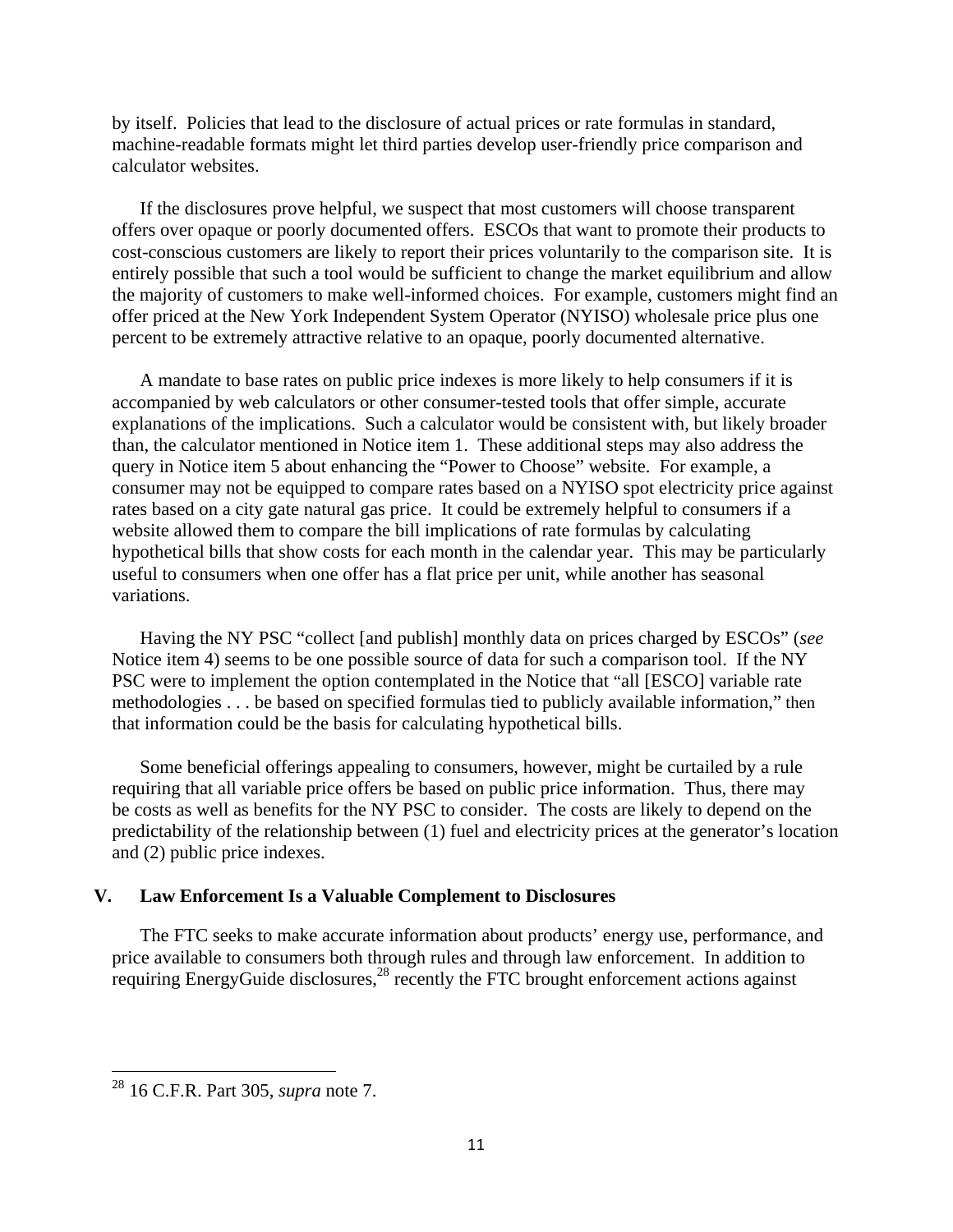by itself. Policies that lead to the disclosure of actual prices or rate formulas in standard, machine-readable formats might let third parties develop user-friendly price comparison and calculator websites.

If the disclosures prove helpful, we suspect that most customers will choose transparent offers over opaque or poorly documented offers. ESCOs that want to promote their products to cost-conscious customers are likely to report their prices voluntarily to the comparison site. It is entirely possible that such a tool would be sufficient to change the market equilibrium and allow the majority of customers to make well-informed choices. For example, customers might find an offer priced at the New York Independent System Operator (NYISO) wholesale price plus one percent to be extremely attractive relative to an opaque, poorly documented alternative.

A mandate to base rates on public price indexes is more likely to help consumers if it is accompanied by web calculators or other consumer-tested tools that offer simple, accurate explanations of the implications. Such a calculator would be consistent with, but likely broader than, the calculator mentioned in Notice item 1. These additional steps may also address the query in Notice item 5 about enhancing the "Power to Choose" website. For example, a consumer may not be equipped to compare rates based on a NYISO spot electricity price against rates based on a city gate natural gas price. It could be extremely helpful to consumers if a website allowed them to compare the bill implications of rate formulas by calculating hypothetical bills that show costs for each month in the calendar year. This may be particularly useful to consumers when one offer has a flat price per unit, while another has seasonal variations.

Having the NY PSC "collect [and publish] monthly data on prices charged by ESCOs" (*see* Notice item 4) seems to be one possible source of data for such a comparison tool. If the NY PSC were to implement the option contemplated in the Notice that "all [ESCO] variable rate methodologies . . . be based on specified formulas tied to publicly available information," then that information could be the basis for calculating hypothetical bills.

Some beneficial offerings appealing to consumers, however, might be curtailed by a rule requiring that all variable price offers be based on public price information. Thus, there may be costs as well as benefits for the NY PSC to consider. The costs are likely to depend on the predictability of the relationship between (1) fuel and electricity prices at the generator's location and (2) public price indexes.

## V. Law Enforcement Is a Valuable Complement to Disclosures

The FTC seeks to make accurate information about products' energy use, performance, and price available to consumers both through rules and through law enforcement. In addition to requiring EnergyGuide disclosures,[28] recently the FTC brought enforcement actions against

[28] 16 C.F.R. Part 305, *supra* note 7.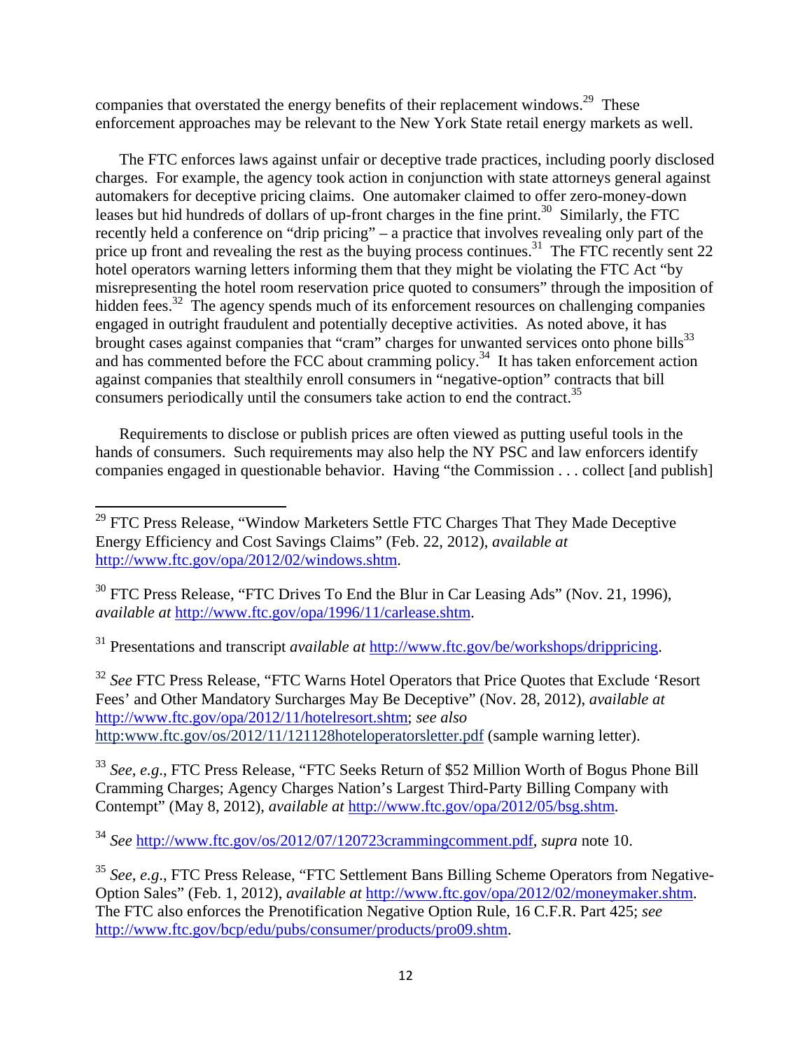companies that overstated the energy benefits of their replacement windows.[29] These enforcement approaches may be relevant to the New York State retail energy markets as well.

The FTC enforces laws against unfair or deceptive trade practices, including poorly disclosed charges. For example, the agency took action in conjunction with state attorneys general against automakers for deceptive pricing claims. One automaker claimed to offer zero-money-down leases but hid hundreds of dollars of up-front charges in the fine print.[30] Similarly, the FTC recently held a conference on "drip pricing" – a practice that involves revealing only part of the price up front and revealing the rest as the buying process continues.[31] The FTC recently sent 22 hotel operators warning letters informing them that they might be violating the FTC Act "by misrepresenting the hotel room reservation price quoted to consumers" through the imposition of hidden fees.[32] The agency spends much of its enforcement resources on challenging companies engaged in outright fraudulent and potentially deceptive activities. As noted above, it has brought cases against companies that "cram" charges for unwanted services onto phone bills[33] and has commented before the FCC about cramming policy.[34] It has taken enforcement action against companies that stealthily enroll consumers in "negative-option" contracts that bill consumers periodically until the consumers take action to end the contract.[35]

Requirements to disclose or publish prices are often viewed as putting useful tools in the hands of consumers. Such requirements may also help the NY PSC and law enforcers identify companies engaged in questionable behavior. Having "the Commission . . . collect [and publish]

---

[29] FTC Press Release, "Window Marketers Settle FTC Charges That They Made Deceptive Energy Efficiency and Cost Savings Claims" (Feb. 22, 2012), *available at* http://www.ftc.gov/opa/2012/02/windows.shtm.

[30] FTC Press Release, "FTC Drives To End the Blur in Car Leasing Ads" (Nov. 21, 1996), *available at* http://www.ftc.gov/opa/1996/11/carlease.shtm.

[31] Presentations and transcript *available at* http://www.ftc.gov/be/workshops/drippricing.

[32] *See* FTC Press Release, "FTC Warns Hotel Operators that Price Quotes that Exclude 'Resort Fees' and Other Mandatory Surcharges May Be Deceptive" (Nov. 28, 2012), *available at* http://www.ftc.gov/opa/2012/11/hotelresort.shtm; *see also* http:www.ftc.gov/os/2012/11/121128hoteloperatorsletter.pdf (sample warning letter).

[33] *See*, *e.g.*, FTC Press Release, "FTC Seeks Return of $52 Million Worth of Bogus Phone Bill Cramming Charges; Agency Charges Nation's Largest Third-Party Billing Company with Contempt" (May 8, 2012), *available at* http://www.ftc.gov/opa/2012/05/bsg.shtm.

[34] *See* http://www.ftc.gov/os/2012/07/120723crammingcomment.pdf, *supra* note 10.

[35] *See*, *e.g.*, FTC Press Release, "FTC Settlement Bans Billing Scheme Operators from Negative-Option Sales" (Feb. 1, 2012), *available at* http://www.ftc.gov/opa/2012/02/moneymaker.shtm. The FTC also enforces the Prenotification Negative Option Rule, 16 C.F.R. Part 425; *see* http://www.ftc.gov/bcp/edu/pubs/consumer/products/pro09.shtm.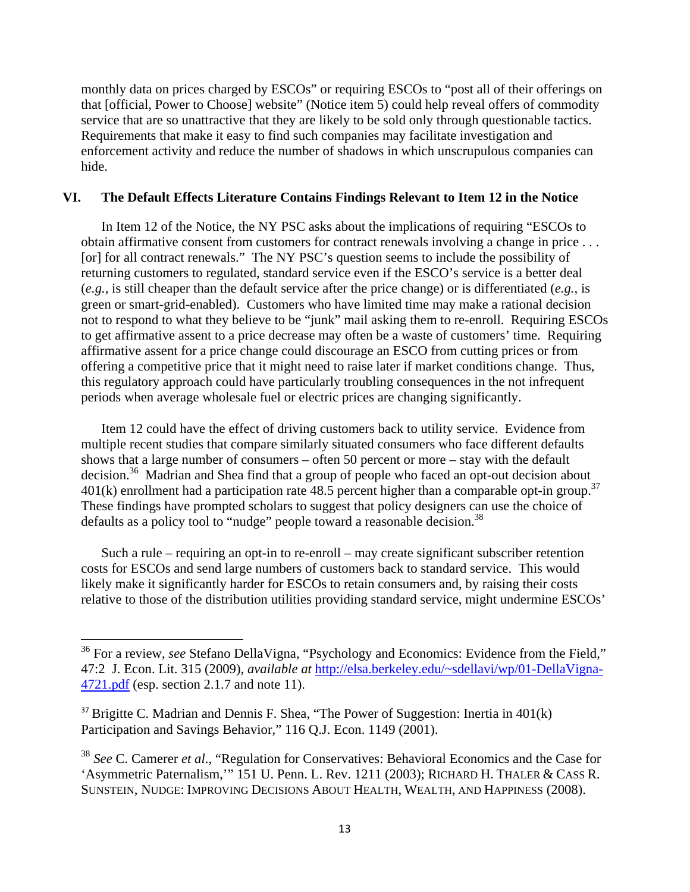monthly data on prices charged by ESCOs" or requiring ESCOs to "post all of their offerings on that [official, Power to Choose] website" (Notice item 5) could help reveal offers of commodity service that are so unattractive that they are likely to be sold only through questionable tactics. Requirements that make it easy to find such companies may facilitate investigation and enforcement activity and reduce the number of shadows in which unscrupulous companies can hide.

## VI. The Default Effects Literature Contains Findings Relevant to Item 12 in the Notice

In Item 12 of the Notice, the NY PSC asks about the implications of requiring "ESCOs to obtain affirmative consent from customers for contract renewals involving a change in price . . . [or] for all contract renewals." The NY PSC's question seems to include the possibility of returning customers to regulated, standard service even if the ESCO's service is a better deal (*e.g.*, is still cheaper than the default service after the price change) or is differentiated (*e.g.*, is green or smart-grid-enabled). Customers who have limited time may make a rational decision not to respond to what they believe to be "junk" mail asking them to re-enroll. Requiring ESCOs to get affirmative assent to a price decrease may often be a waste of customers' time. Requiring affirmative assent for a price change could discourage an ESCO from cutting prices or from offering a competitive price that it might need to raise later if market conditions change. Thus, this regulatory approach could have particularly troubling consequences in the not infrequent periods when average wholesale fuel or electric prices are changing significantly.

Item 12 could have the effect of driving customers back to utility service. Evidence from multiple recent studies that compare similarly situated consumers who face different defaults shows that a large number of consumers – often 50 percent or more – stay with the default decision.[36] Madrian and Shea find that a group of people who faced an opt-out decision about 401(k) enrollment had a participation rate 48.5 percent higher than a comparable opt-in group.[37] These findings have prompted scholars to suggest that policy designers can use the choice of defaults as a policy tool to "nudge" people toward a reasonable decision.[38]

Such a rule – requiring an opt-in to re-enroll – may create significant subscriber retention costs for ESCOs and send large numbers of customers back to standard service. This would likely make it significantly harder for ESCOs to retain consumers and, by raising their costs relative to those of the distribution utilities providing standard service, might undermine ESCOs'

---

[36] For a review, *see* Stefano DellaVigna, "Psychology and Economics: Evidence from the Field," 47:2 J. Econ. Lit. 315 (2009), *available at* http://elsa.berkeley.edu/~sdellavi/wp/01-DellaVigna-4721.pdf (esp. section 2.1.7 and note 11).

[37] Brigitte C. Madrian and Dennis F. Shea, "The Power of Suggestion: Inertia in 401(k) Participation and Savings Behavior," 116 Q.J. Econ. 1149 (2001).

[38] *See* C. Camerer *et al*., "Regulation for Conservatives: Behavioral Economics and the Case for 'Asymmetric Paternalism,'" 151 U. Penn. L. Rev. 1211 (2003); RICHARD H. THALER & CASS R. SUNSTEIN, NUDGE: IMPROVING DECISIONS ABOUT HEALTH, WEALTH, AND HAPPINESS (2008).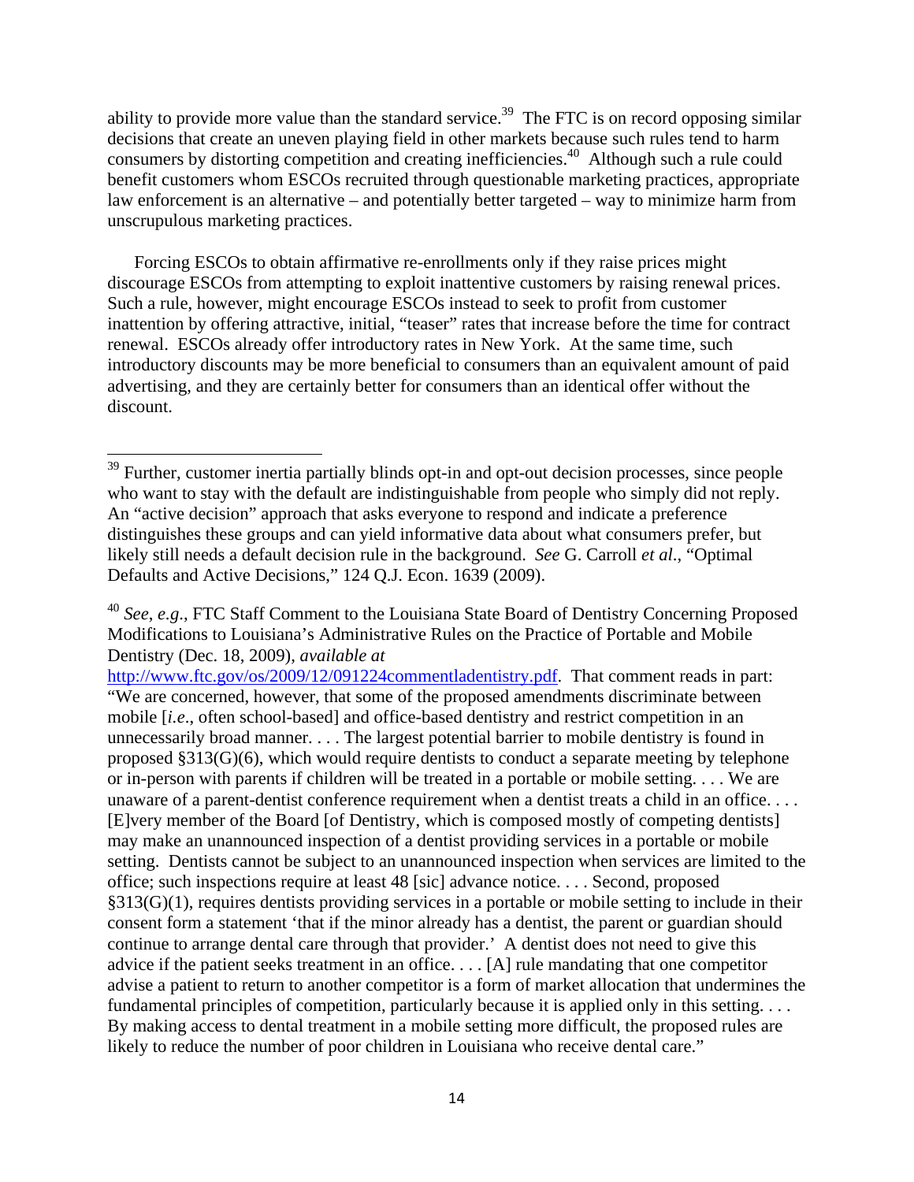ability to provide more value than the standard service.[39] The FTC is on record opposing similar decisions that create an uneven playing field in other markets because such rules tend to harm consumers by distorting competition and creating inefficiencies.[40] Although such a rule could benefit customers whom ESCOs recruited through questionable marketing practices, appropriate law enforcement is an alternative – and potentially better targeted – way to minimize harm from unscrupulous marketing practices.

Forcing ESCOs to obtain affirmative re-enrollments only if they raise prices might discourage ESCOs from attempting to exploit inattentive customers by raising renewal prices. Such a rule, however, might encourage ESCOs instead to seek to profit from customer inattention by offering attractive, initial, "teaser" rates that increase before the time for contract renewal. ESCOs already offer introductory rates in New York. At the same time, such introductory discounts may be more beneficial to consumers than an equivalent amount of paid advertising, and they are certainly better for consumers than an identical offer without the discount.

---

[39] Further, customer inertia partially blinds opt-in and opt-out decision processes, since people who want to stay with the default are indistinguishable from people who simply did not reply. An "active decision" approach that asks everyone to respond and indicate a preference distinguishes these groups and can yield informative data about what consumers prefer, but likely still needs a default decision rule in the background. *See* G. Carroll *et al*., "Optimal Defaults and Active Decisions," 124 Q.J. Econ. 1639 (2009).

[40] *See*, *e.g*., FTC Staff Comment to the Louisiana State Board of Dentistry Concerning Proposed Modifications to Louisiana's Administrative Rules on the Practice of Portable and Mobile Dentistry (Dec. 18, 2009), *available at* http://www.ftc.gov/os/2009/12/091224commentladentistry.pdf. That comment reads in part: "We are concerned, however, that some of the proposed amendments discriminate between mobile [*i.e*., often school-based] and office-based dentistry and restrict competition in an unnecessarily broad manner. . . . The largest potential barrier to mobile dentistry is found in proposed §313(G)(6), which would require dentists to conduct a separate meeting by telephone or in-person with parents if children will be treated in a portable or mobile setting. . . . We are unaware of a parent-dentist conference requirement when a dentist treats a child in an office. . . . [E]very member of the Board [of Dentistry, which is composed mostly of competing dentists] may make an unannounced inspection of a dentist providing services in a portable or mobile setting. Dentists cannot be subject to an unannounced inspection when services are limited to the office; such inspections require at least 48 [sic] advance notice. . . . Second, proposed §313(G)(1), requires dentists providing services in a portable or mobile setting to include in their consent form a statement 'that if the minor already has a dentist, the parent or guardian should continue to arrange dental care through that provider.' A dentist does not need to give this advice if the patient seeks treatment in an office. . . . [A] rule mandating that one competitor advise a patient to return to another competitor is a form of market allocation that undermines the fundamental principles of competition, particularly because it is applied only in this setting. . . . By making access to dental treatment in a mobile setting more difficult, the proposed rules are likely to reduce the number of poor children in Louisiana who receive dental care."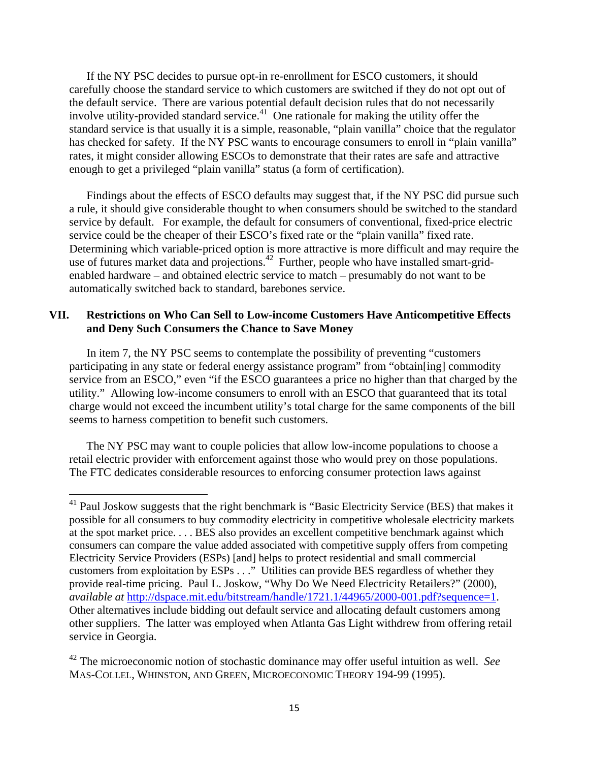If the NY PSC decides to pursue opt-in re-enrollment for ESCO customers, it should carefully choose the standard service to which customers are switched if they do not opt out of the default service. There are various potential default decision rules that do not necessarily involve utility-provided standard service.[41] One rationale for making the utility offer the standard service is that usually it is a simple, reasonable, "plain vanilla" choice that the regulator has checked for safety. If the NY PSC wants to encourage consumers to enroll in "plain vanilla" rates, it might consider allowing ESCOs to demonstrate that their rates are safe and attractive enough to get a privileged "plain vanilla" status (a form of certification).

Findings about the effects of ESCO defaults may suggest that, if the NY PSC did pursue such a rule, it should give considerable thought to when consumers should be switched to the standard service by default. For example, the default for consumers of conventional, fixed-price electric service could be the cheaper of their ESCO's fixed rate or the "plain vanilla" fixed rate. Determining which variable-priced option is more attractive is more difficult and may require the use of futures market data and projections.[42] Further, people who have installed smart-grid-enabled hardware – and obtained electric service to match – presumably do not want to be automatically switched back to standard, barebones service.

## VII. Restrictions on Who Can Sell to Low-income Customers Have Anticompetitive Effects and Deny Such Consumers the Chance to Save Money

In item 7, the NY PSC seems to contemplate the possibility of preventing "customers participating in any state or federal energy assistance program" from "obtain[ing] commodity service from an ESCO," even "if the ESCO guarantees a price no higher than that charged by the utility." Allowing low-income consumers to enroll with an ESCO that guaranteed that its total charge would not exceed the incumbent utility's total charge for the same components of the bill seems to harness competition to benefit such customers.

The NY PSC may want to couple policies that allow low-income populations to choose a retail electric provider with enforcement against those who would prey on those populations. The FTC dedicates considerable resources to enforcing consumer protection laws against

---

[41] Paul Joskow suggests that the right benchmark is "Basic Electricity Service (BES) that makes it possible for all consumers to buy commodity electricity in competitive wholesale electricity markets at the spot market price. . . . BES also provides an excellent competitive benchmark against which consumers can compare the value added associated with competitive supply offers from competing Electricity Service Providers (ESPs) [and] helps to protect residential and small commercial customers from exploitation by ESPs . . ." Utilities can provide BES regardless of whether they provide real-time pricing. Paul L. Joskow, "Why Do We Need Electricity Retailers?" (2000), *available at* http://dspace.mit.edu/bitstream/handle/1721.1/44965/2000-001.pdf?sequence=1. Other alternatives include bidding out default service and allocating default customers among other suppliers. The latter was employed when Atlanta Gas Light withdrew from offering retail service in Georgia.

[42] The microeconomic notion of stochastic dominance may offer useful intuition as well. *See* MAS-COLLEL, WHINSTON, AND GREEN, MICROECONOMIC THEORY 194-99 (1995).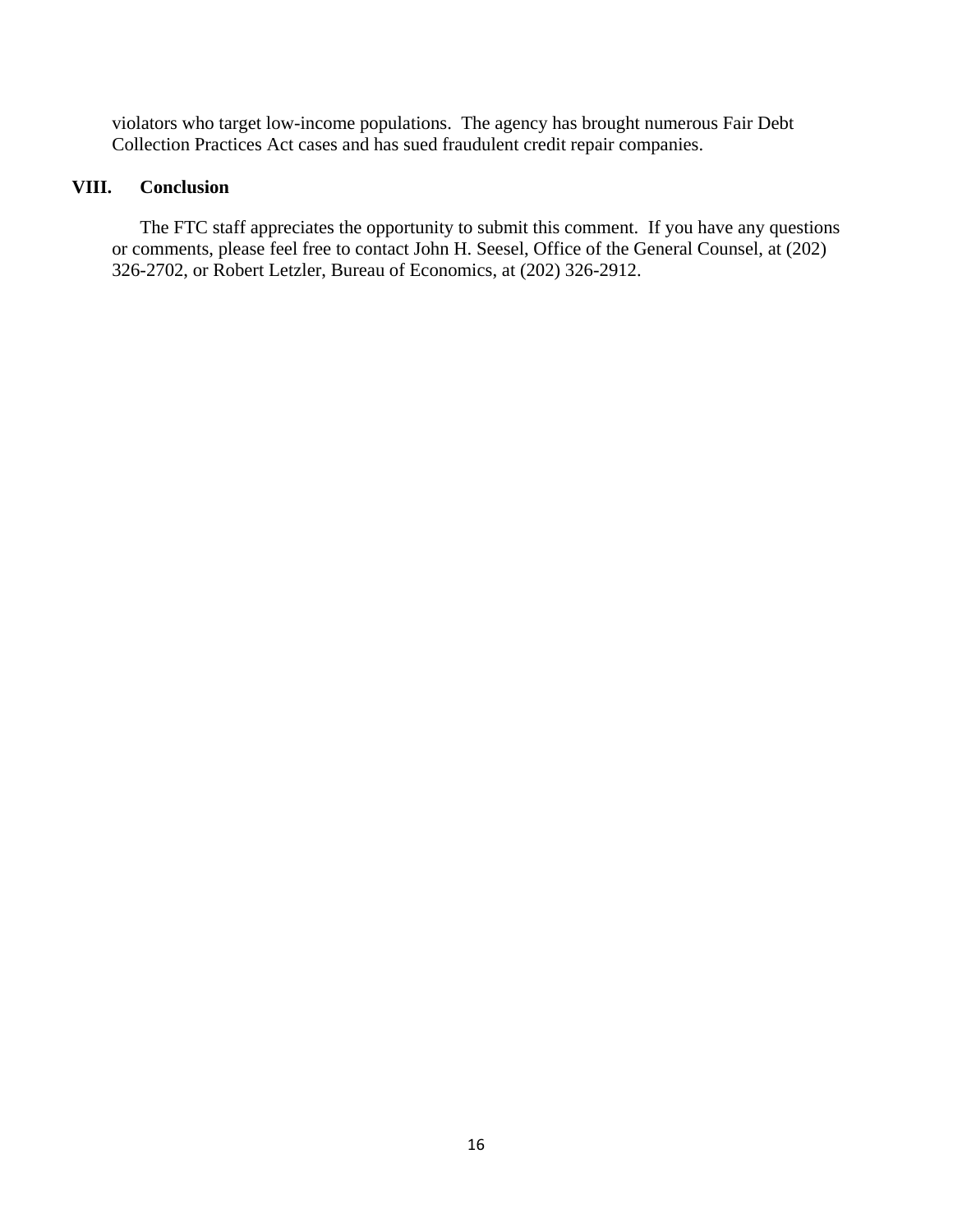violators who target low-income populations. The agency has brought numerous Fair Debt Collection Practices Act cases and has sued fraudulent credit repair companies.

## VIII. Conclusion

The FTC staff appreciates the opportunity to submit this comment. If you have any questions or comments, please feel free to contact John H. Seesel, Office of the General Counsel, at (202) 326-2702, or Robert Letzler, Bureau of Economics, at (202) 326-2912.